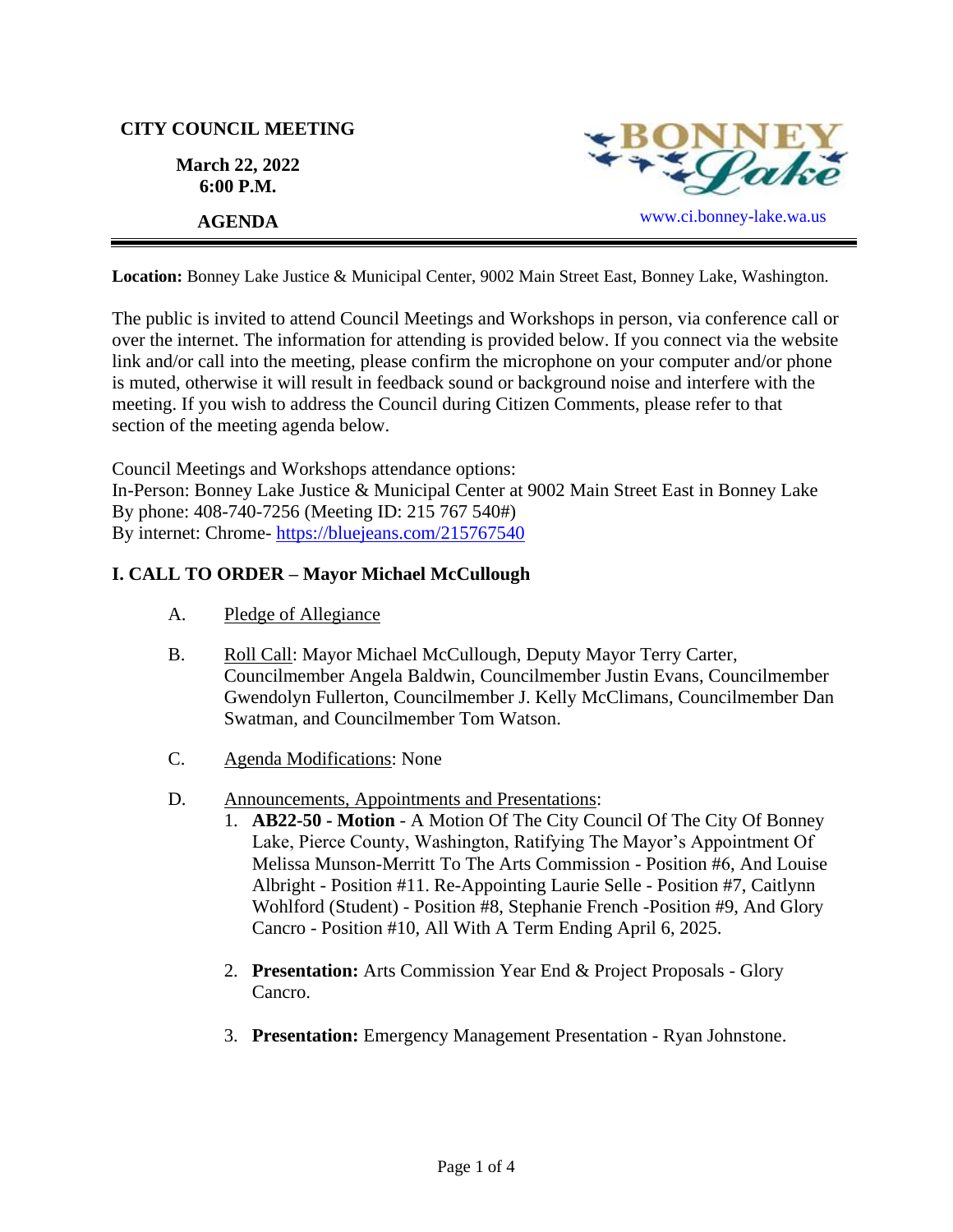**CITY COUNCIL MEETING**

**March 22, 2022**
**6:00 P.M.**

**AGENDA**

BONNEY Lake

www.ci.bonney-lake.wa.us

---

**Location:** Bonney Lake Justice & Municipal Center, 9002 Main Street East, Bonney Lake, Washington.

The public is invited to attend Council Meetings and Workshops in person, via conference call or over the internet. The information for attending is provided below. If you connect via the website link and/or call into the meeting, please confirm the microphone on your computer and/or phone is muted, otherwise it will result in feedback sound or background noise and interfere with the meeting. If you wish to address the Council during Citizen Comments, please refer to that section of the meeting agenda below.

Council Meetings and Workshops attendance options:
In-Person: Bonney Lake Justice & Municipal Center at 9002 Main Street East in Bonney Lake
By phone: 408-740-7256 (Meeting ID: 215 767 540#)
By internet: Chrome- https://bluejeans.com/215767540

## I. CALL TO ORDER – Mayor Michael McCullough

A. Pledge of Allegiance

B. Roll Call: Mayor Michael McCullough, Deputy Mayor Terry Carter, Councilmember Angela Baldwin, Councilmember Justin Evans, Councilmember Gwendolyn Fullerton, Councilmember J. Kelly McClimans, Councilmember Dan Swatman, and Councilmember Tom Watson.

C. Agenda Modifications: None

D. Announcements, Appointments and Presentations:

1. **AB22-50 - Motion** - A Motion Of The City Council Of The City Of Bonney Lake, Pierce County, Washington, Ratifying The Mayor's Appointment Of Melissa Munson-Merritt To The Arts Commission - Position #6, And Louise Albright - Position #11. Re-Appointing Laurie Selle - Position #7, Caitlynn Wohlford (Student) - Position #8, Stephanie French -Position #9, And Glory Cancro - Position #10, All With A Term Ending April 6, 2025.

2. **Presentation:** Arts Commission Year End & Project Proposals - Glory Cancro.

3. **Presentation:** Emergency Management Presentation - Ryan Johnstone.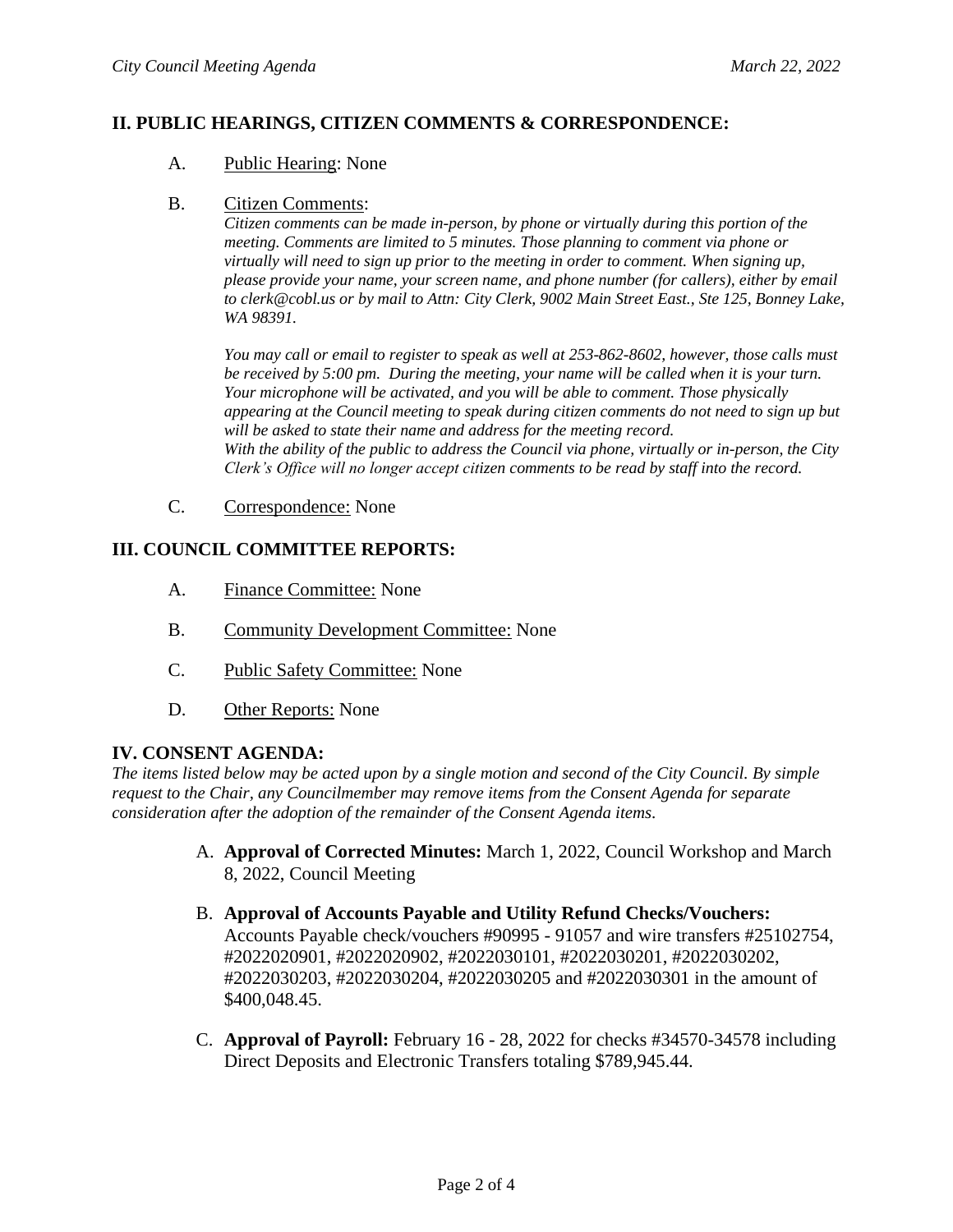## II. PUBLIC HEARINGS, CITIZEN COMMENTS & CORRESPONDENCE:

A. Public Hearing: None

B. Citizen Comments:
*Citizen comments can be made in-person, by phone or virtually during this portion of the meeting. Comments are limited to 5 minutes. Those planning to comment via phone or virtually will need to sign up prior to the meeting in order to comment. When signing up, please provide your name, your screen name, and phone number (for callers), either by email to clerk@cobl.us or by mail to Attn: City Clerk, 9002 Main Street East., Ste 125, Bonney Lake, WA 98391.*

*You may call or email to register to speak as well at 253-862-8602, however, those calls must be received by 5:00 pm. During the meeting, your name will be called when it is your turn. Your microphone will be activated, and you will be able to comment. Those physically appearing at the Council meeting to speak during citizen comments do not need to sign up but will be asked to state their name and address for the meeting record.*
*With the ability of the public to address the Council via phone, virtually or in-person, the City Clerk's Office will no longer accept citizen comments to be read by staff into the record.*

C. Correspondence: None

## III. COUNCIL COMMITTEE REPORTS:

A. Finance Committee: None

B. Community Development Committee: None

C. Public Safety Committee: None

D. Other Reports: None

## IV. CONSENT AGENDA:

*The items listed below may be acted upon by a single motion and second of the City Council. By simple request to the Chair, any Councilmember may remove items from the Consent Agenda for separate consideration after the adoption of the remainder of the Consent Agenda items.*

A. **Approval of Corrected Minutes:** March 1, 2022, Council Workshop and March 8, 2022, Council Meeting

B. **Approval of Accounts Payable and Utility Refund Checks/Vouchers:** Accounts Payable check/vouchers #90995 - 91057 and wire transfers #25102754, #2022020901, #2022020902, #2022030101, #2022030201, #2022030202, #2022030203, #2022030204, #2022030205 and #2022030301 in the amount of $400,048.45.

C. **Approval of Payroll:** February 16 - 28, 2022 for checks #34570-34578 including Direct Deposits and Electronic Transfers totaling $789,945.44.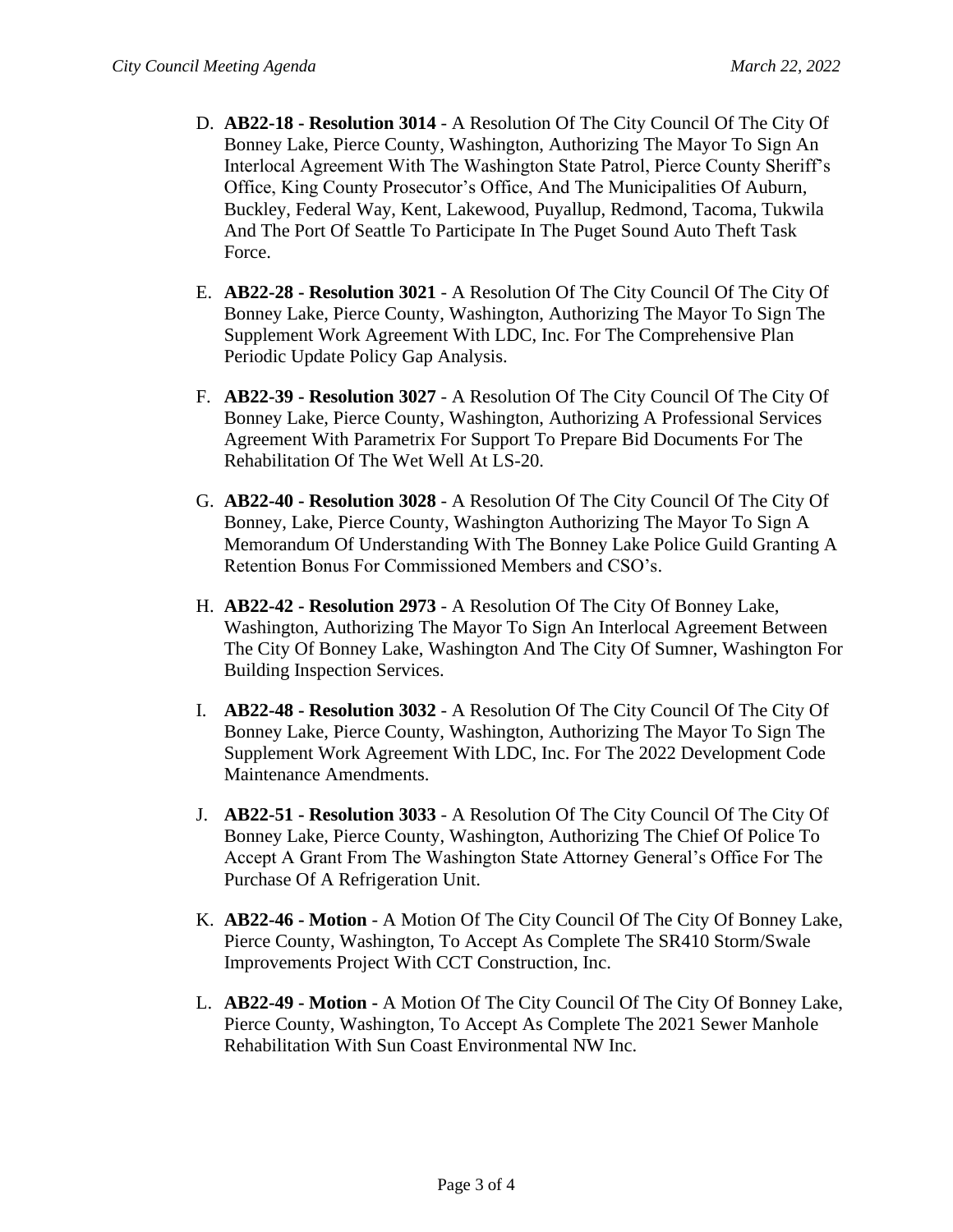D. **AB22-18 - Resolution 3014** - A Resolution Of The City Council Of The City Of Bonney Lake, Pierce County, Washington, Authorizing The Mayor To Sign An Interlocal Agreement With The Washington State Patrol, Pierce County Sheriff's Office, King County Prosecutor's Office, And The Municipalities Of Auburn, Buckley, Federal Way, Kent, Lakewood, Puyallup, Redmond, Tacoma, Tukwila And The Port Of Seattle To Participate In The Puget Sound Auto Theft Task Force.

E. **AB22-28 - Resolution 3021** - A Resolution Of The City Council Of The City Of Bonney Lake, Pierce County, Washington, Authorizing The Mayor To Sign The Supplement Work Agreement With LDC, Inc. For The Comprehensive Plan Periodic Update Policy Gap Analysis.

F. **AB22-39 - Resolution 3027** - A Resolution Of The City Council Of The City Of Bonney Lake, Pierce County, Washington, Authorizing A Professional Services Agreement With Parametrix For Support To Prepare Bid Documents For The Rehabilitation Of The Wet Well At LS-20.

G. **AB22-40 - Resolution 3028** - A Resolution Of The City Council Of The City Of Bonney, Lake, Pierce County, Washington Authorizing The Mayor To Sign A Memorandum Of Understanding With The Bonney Lake Police Guild Granting A Retention Bonus For Commissioned Members and CSO's.

H. **AB22-42 - Resolution 2973** - A Resolution Of The City Of Bonney Lake, Washington, Authorizing The Mayor To Sign An Interlocal Agreement Between The City Of Bonney Lake, Washington And The City Of Sumner, Washington For Building Inspection Services.

I. **AB22-48 - Resolution 3032** - A Resolution Of The City Council Of The City Of Bonney Lake, Pierce County, Washington, Authorizing The Mayor To Sign The Supplement Work Agreement With LDC, Inc. For The 2022 Development Code Maintenance Amendments.

J. **AB22-51 - Resolution 3033** - A Resolution Of The City Council Of The City Of Bonney Lake, Pierce County, Washington, Authorizing The Chief Of Police To Accept A Grant From The Washington State Attorney General's Office For The Purchase Of A Refrigeration Unit.

K. **AB22-46 - Motion** - A Motion Of The City Council Of The City Of Bonney Lake, Pierce County, Washington, To Accept As Complete The SR410 Storm/Swale Improvements Project With CCT Construction, Inc.

L. **AB22-49 - Motion -** A Motion Of The City Council Of The City Of Bonney Lake, Pierce County, Washington, To Accept As Complete The 2021 Sewer Manhole Rehabilitation With Sun Coast Environmental NW Inc.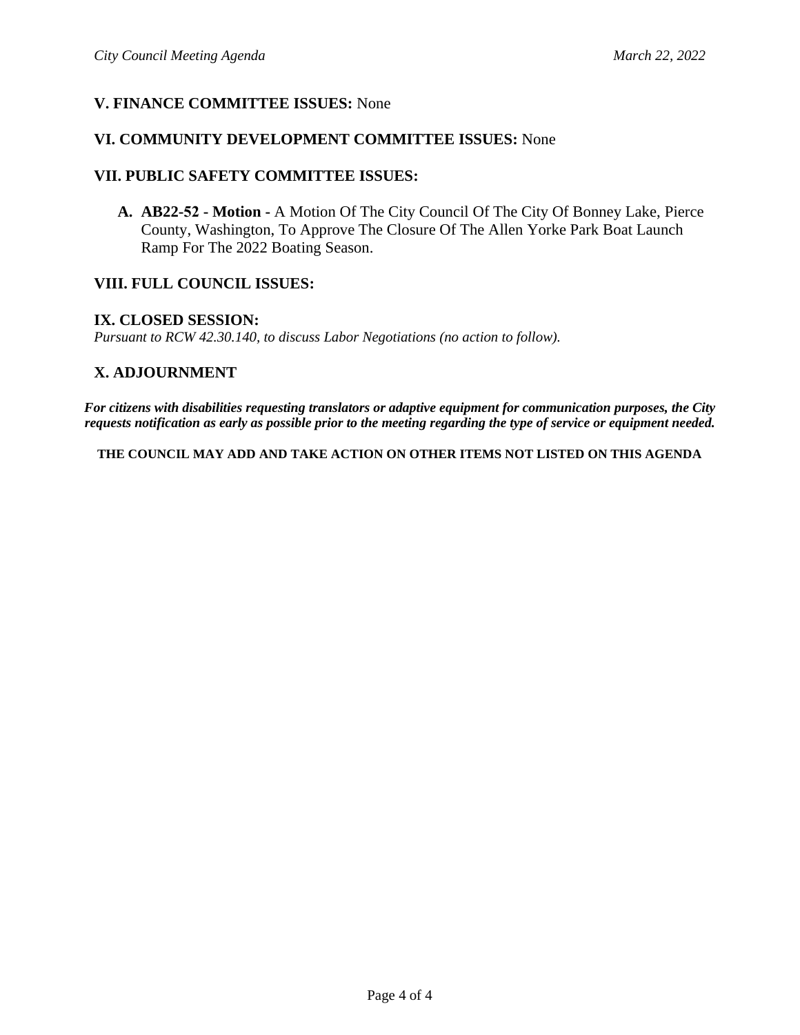## V. FINANCE COMMITTEE ISSUES: None

## VI. COMMUNITY DEVELOPMENT COMMITTEE ISSUES: None

## VII. PUBLIC SAFETY COMMITTEE ISSUES:

**A. AB22-52 - Motion -** A Motion Of The City Council Of The City Of Bonney Lake, Pierce County, Washington, To Approve The Closure Of The Allen Yorke Park Boat Launch Ramp For The 2022 Boating Season.

## VIII. FULL COUNCIL ISSUES:

## IX. CLOSED SESSION:

*Pursuant to RCW 42.30.140, to discuss Labor Negotiations (no action to follow).*

## X. ADJOURNMENT

***For citizens with disabilities requesting translators or adaptive equipment for communication purposes, the City requests notification as early as possible prior to the meeting regarding the type of service or equipment needed.***

**THE COUNCIL MAY ADD AND TAKE ACTION ON OTHER ITEMS NOT LISTED ON THIS AGENDA**